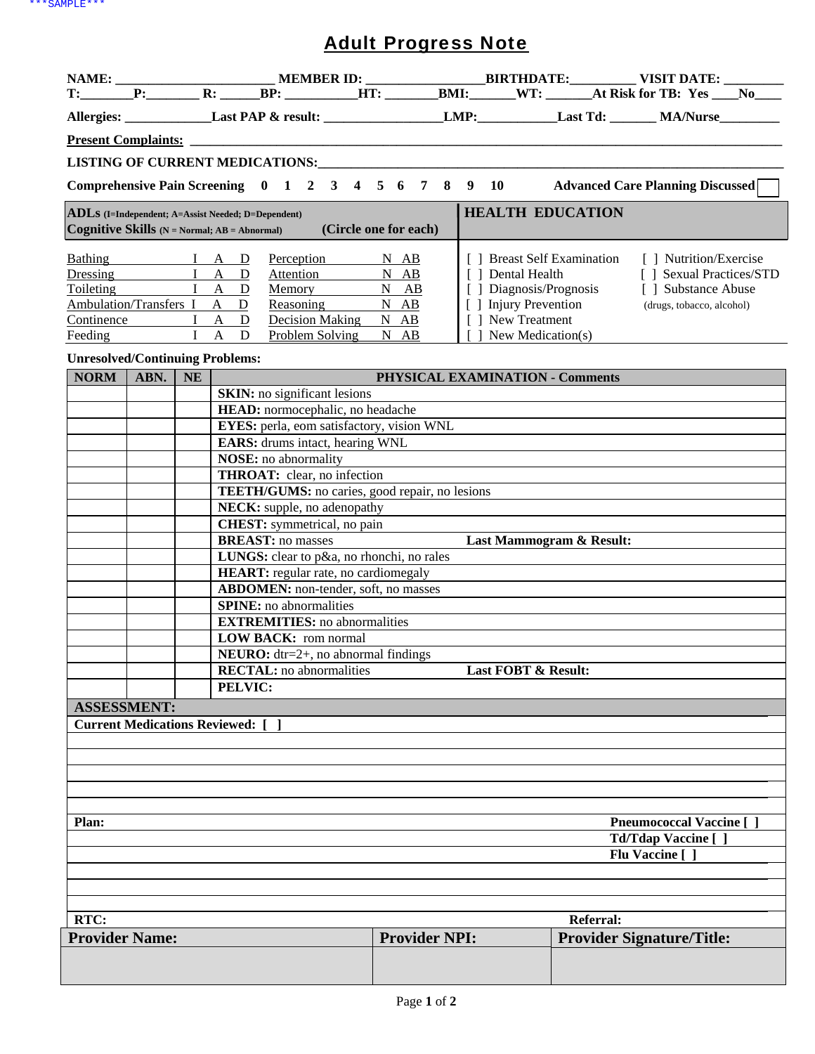***SAMPLE***

# Adult Progress Note

**NAME:** _______________________ **MEMBER ID:** _________________ **BIRTHDATE:** _________ **VISIT DATE:** _________

**T:** _______ **P:** _______ **R:** ______ **BP:** __________ **HT:** _______ **BMI:** ______ **WT:** _______ **At Risk for TB: Yes** ____ **No** ____

**Allergies:** ____________ **Last PAP & result:** _________________ **LMP:** ___________ **Last Td:** _______ **MA/Nurse** _________

**Present Complaints:** ______________________________________________________________________________

**LISTING OF CURRENT MEDICATIONS:** _______________________________________________________________

**Comprehensive Pain Screening** 0 1 2 3 4 5 6 7 8 9 10 **Advanced Care Planning Discussed** [ ]

| ADLs (I=Independent; A=Assist Needed; D=Dependent) | | Cognitive Skills (N = Normal; AB = Abnormal) (Circle one for each) | | HEALTH EDUCATION | |
|---|---|---|---|---|---|
| Bathing | I A D | Perception | N AB | [ ] Breast Self Examination | [ ] Nutrition/Exercise |
| Dressing | I A D | Attention | N AB | [ ] Dental Health | [ ] Sexual Practices/STD |
| Toileting | I A D | Memory | N AB | [ ] Diagnosis/Prognosis | [ ] Substance Abuse |
| Ambulation/Transfers | I A D | Reasoning | N AB | [ ] Injury Prevention | (drugs, tobacco, alcohol) |
| Continence | I A D | Decision Making | N AB | [ ] New Treatment | |
| Feeding | I A D | Problem Solving | N AB | [ ] New Medication(s) | |

**Unresolved/Continuing Problems:**

| NORM | ABN. | NE | PHYSICAL EXAMINATION - Comments |
|---|---|---|---|
| | | | **SKIN:** no significant lesions |
| | | | **HEAD:** normocephalic, no headache |
| | | | **EYES:** perla, eom satisfactory, vision WNL |
| | | | **EARS:** drums intact, hearing WNL |
| | | | **NOSE:** no abnormality |
| | | | **THROAT:** clear, no infection |
| | | | **TEETH/GUMS:** no caries, good repair, no lesions |
| | | | **NECK:** supple, no adenopathy |
| | | | **CHEST:** symmetrical, no pain |
| | | | **BREAST:** no masses **Last Mammogram & Result:** |
| | | | **LUNGS:** clear to p&a, no rhonchi, no rales |
| | | | **HEART:** regular rate, no cardiomegaly |
| | | | **ABDOMEN:** non-tender, soft, no masses |
| | | | **SPINE:** no abnormalities |
| | | | **EXTREMITIES:** no abnormalities |
| | | | **LOW BACK:** rom normal |
| | | | **NEURO:** dtr=2+, no abnormal findings |
| | | | **RECTAL:** no abnormalities **Last FOBT & Result:** |
| | | | **PELVIC:** |

**ASSESSMENT:**

**Current Medications Reviewed:** [ ]

**Plan:**

**Pneumococcal Vaccine** [ ]
**Td/Tdap Vaccine** [ ]
**Flu Vaccine** [ ]

**RTC:** **Referral:**

| Provider Name: | Provider NPI: | Provider Signature/Title: |
|---|---|---|
| | | |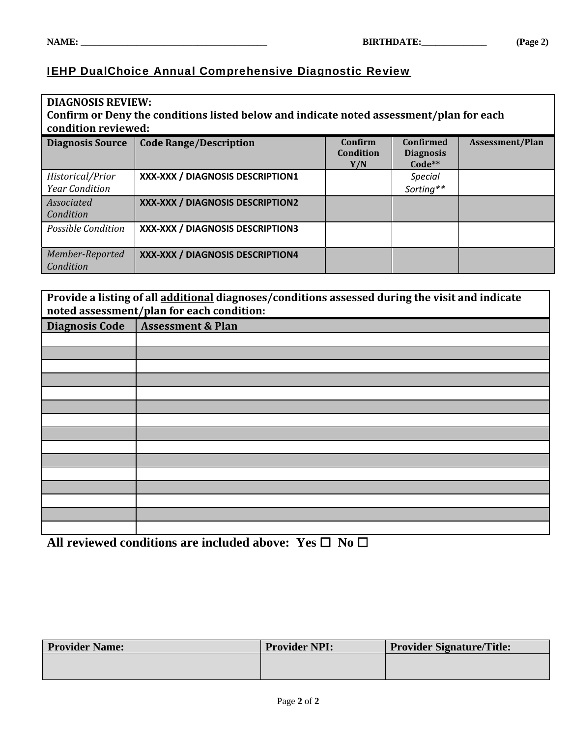**NAME:** \_\_\_\_\_\_\_\_\_\_\_\_\_\_\_\_\_\_\_\_\_\_\_\_\_\_\_\_\_\_\_\_\_\_\_\_\_\_\_\_\_\_ **BIRTHDATE:**\_\_\_\_\_\_\_\_\_\_\_\_\_\_\_ **(Page 2)**

## IEHP DualChoice Annual Comprehensive Diagnostic Review

**DIAGNOSIS REVIEW:**
**Confirm or Deny the conditions listed below and indicate noted assessment/plan for each condition reviewed:**

| Diagnosis Source | Code Range/Description | Confirm Condition Y/N | Confirmed Diagnosis Code** | Assessment/Plan |
|---|---|---|---|---|
| *Historical/Prior Year Condition* | **XXX-XXX / DIAGNOSIS DESCRIPTION1** | | *Special Sorting*** | |
| *Associated Condition* | **XXX-XXX / DIAGNOSIS DESCRIPTION2** | | | |
| *Possible Condition* | **XXX-XXX / DIAGNOSIS DESCRIPTION3** | | | |
| *Member-Reported Condition* | **XXX-XXX / DIAGNOSIS DESCRIPTION4** | | | |

**Provide a listing of all additional diagnoses/conditions assessed during the visit and indicate noted assessment/plan for each condition:**

| Diagnosis Code | Assessment & Plan |
|---|---|
| | |
| | |
| | |
| | |
| | |
| | |
| | |
| | |
| | |
| | |
| | |
| | |
| | |
| | |
| | |

**All reviewed conditions are included above: Yes ☐ No ☐**

| Provider Name: | Provider NPI: | Provider Signature/Title: |
|---|---|---|
| | | |